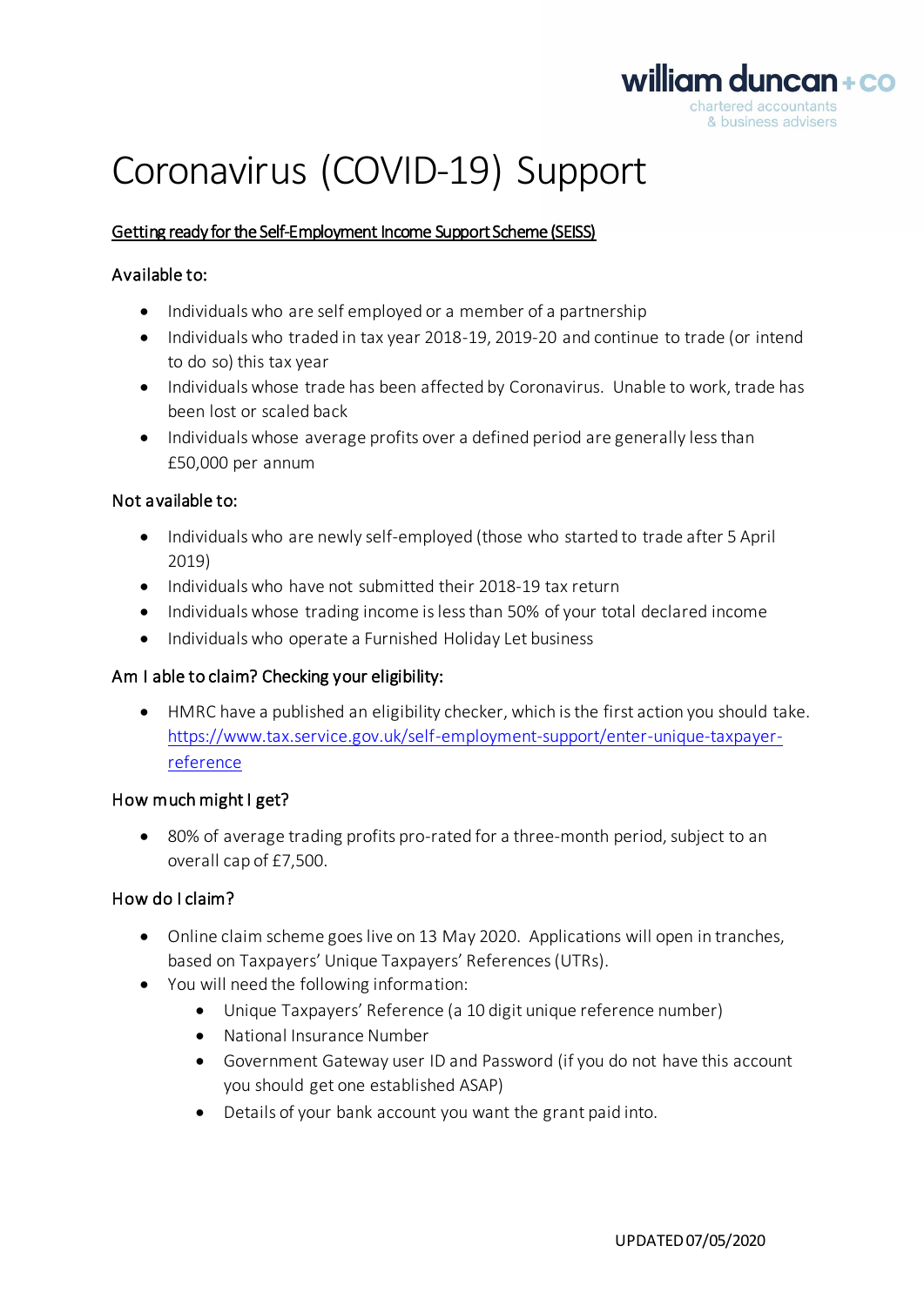# Coronavirus (COVID-19) Support

**Getting ready for the Self-Employment Income Support Scheme (SEISS)**

### Available to:

- Individuals who are self employed or a member of a partnership
- Individuals who traded in tax year 2018-19, 2019-20 and continue to trade (or intend to do so) this tax year
- Individuals whose trade has been affected by Coronavirus. Unable to work, trade has been lost or scaled back
- Individuals whose average profits over a defined period are generally less than £50,000 per annum

### Not available to:

- Individuals who are newly self-employed (those who started to trade after 5 April 2019)
- Individuals who have not submitted their 2018-19 tax return
- Individuals whose trading income is less than 50% of your total declared income
- Individuals who operate a Furnished Holiday Let business

### Am I able to claim? Checking your eligibility:

- HMRC have a published an eligibility checker, which is the first action you should take. [https://www.tax.service.gov.uk/self-employment-support/enter-unique-taxpayer-reference](https://www.tax.service.gov.uk/self-employment-support/enter-unique-taxpayer-reference)

### How much might I get?

- 80% of average trading profits pro-rated for a three-month period, subject to an overall cap of £7,500.

### How do I claim?

- Online claim scheme goes live on 13 May 2020. Applications will open in tranches, based on Taxpayers' Unique Taxpayers' References (UTRs).
- You will need the following information:
  - Unique Taxpayers' Reference (a 10 digit unique reference number)
  - National Insurance Number
  - Government Gateway user ID and Password (if you do not have this account you should get one established ASAP)
  - Details of your bank account you want the grant paid into.

UPDATED 07/05/2020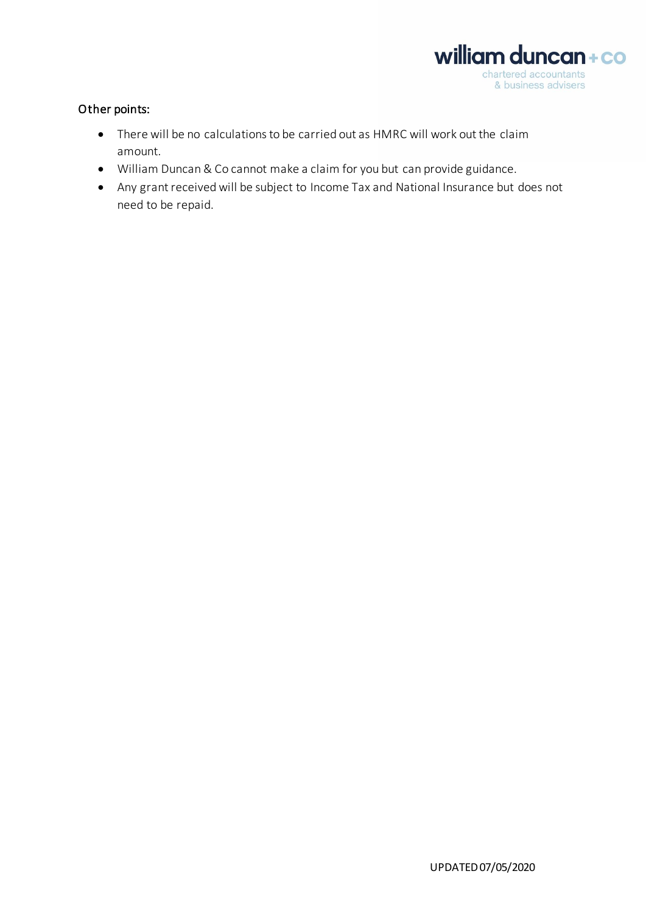Other points:

- There will be no calculations to be carried out as HMRC will work out the claim amount.
- William Duncan & Co cannot make a claim for you but can provide guidance.
- Any grant received will be subject to Income Tax and National Insurance but does not need to be repaid.

UPDATED 07/05/2020